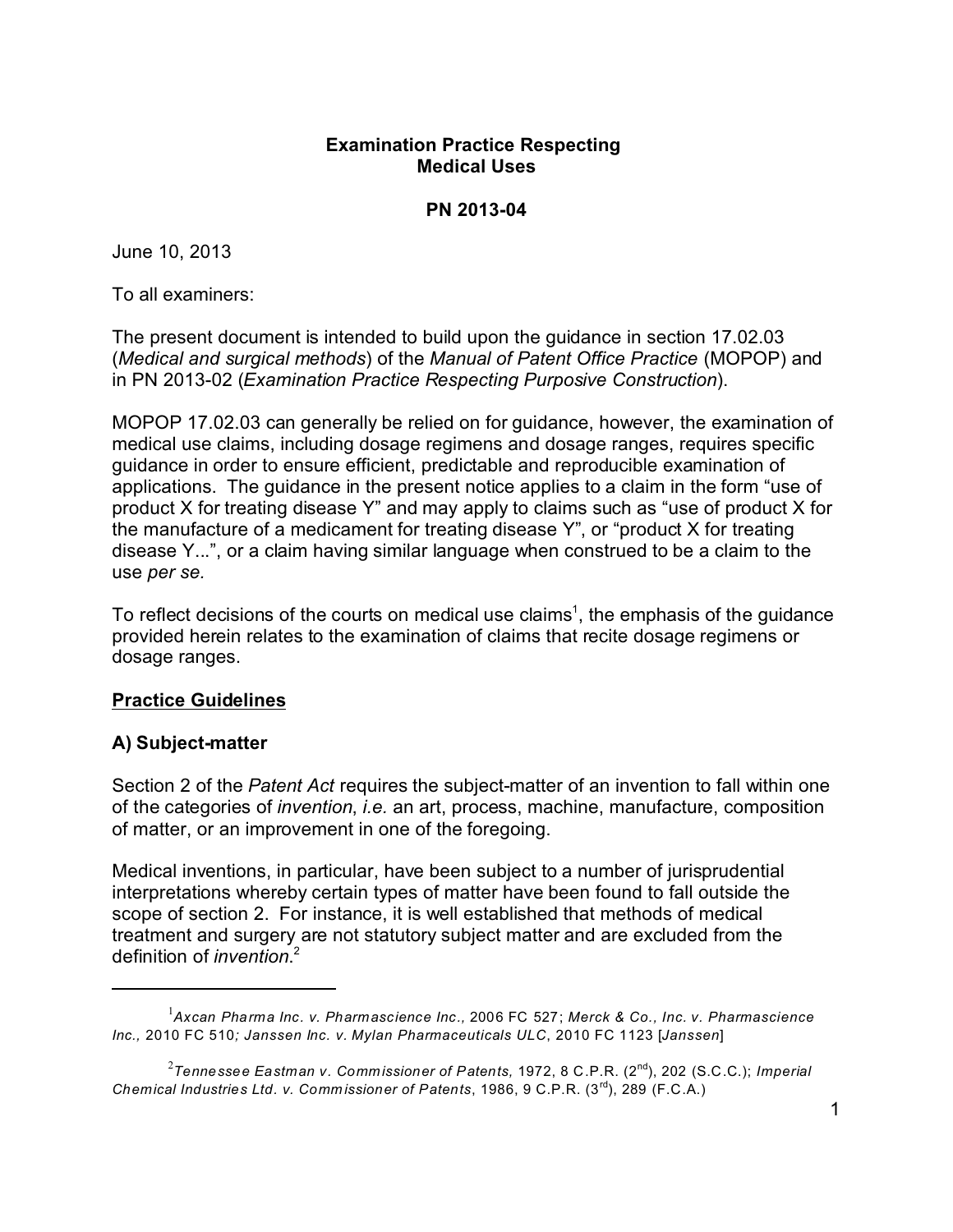# Examination Practice Respecting Medical Uses

## PN 2013-04

June 10, 2013

To all examiners:

The present document is intended to build upon the guidance in section 17.02.03 (*Medical and surgical methods*) of the *Manual of Patent Office Practice* (MOPOP) and in PN 2013-02 (*Examination Practice Respecting Purposive Construction*).

MOPOP 17.02.03 can generally be relied on for guidance, however, the examination of medical use claims, including dosage regimens and dosage ranges, requires specific guidance in order to ensure efficient, predictable and reproducible examination of applications. The guidance in the present notice applies to a claim in the form "use of product X for treating disease Y" and may apply to claims such as "use of product X for the manufacture of a medicament for treating disease Y", or "product X for treating disease Y...", or a claim having similar language when construed to be a claim to the use *per se.*

To reflect decisions of the courts on medical use claims[1], the emphasis of the guidance provided herein relates to the examination of claims that recite dosage regimens or dosage ranges.

### Practice Guidelines

### A) Subject-matter

Section 2 of the *Patent Act* requires the subject-matter of an invention to fall within one of the categories of *invention*, *i.e.* an art, process, machine, manufacture, composition of matter, or an improvement in one of the foregoing.

Medical inventions, in particular, have been subject to a number of jurisprudential interpretations whereby certain types of matter have been found to fall outside the scope of section 2. For instance, it is well established that methods of medical treatment and surgery are not statutory subject matter and are excluded from the definition of *invention*.[2]

---

[1] *Axcan Pharma Inc. v. Pharmascience Inc.,* 2006 FC 527; *Merck & Co., Inc. v. Pharmascience Inc.,* 2010 FC 510*; Janssen Inc. v. Mylan Pharmaceuticals ULC*, 2010 FC 1123 [*Janssen*]

[2] *Tennessee Eastman v. Commissioner of Patents,* 1972, 8 C.P.R. (2nd), 202 (S.C.C.); *Imperial Chemical Industries Ltd. v. Commissioner of Patents*, 1986, 9 C.P.R. (3rd), 289 (F.C.A.)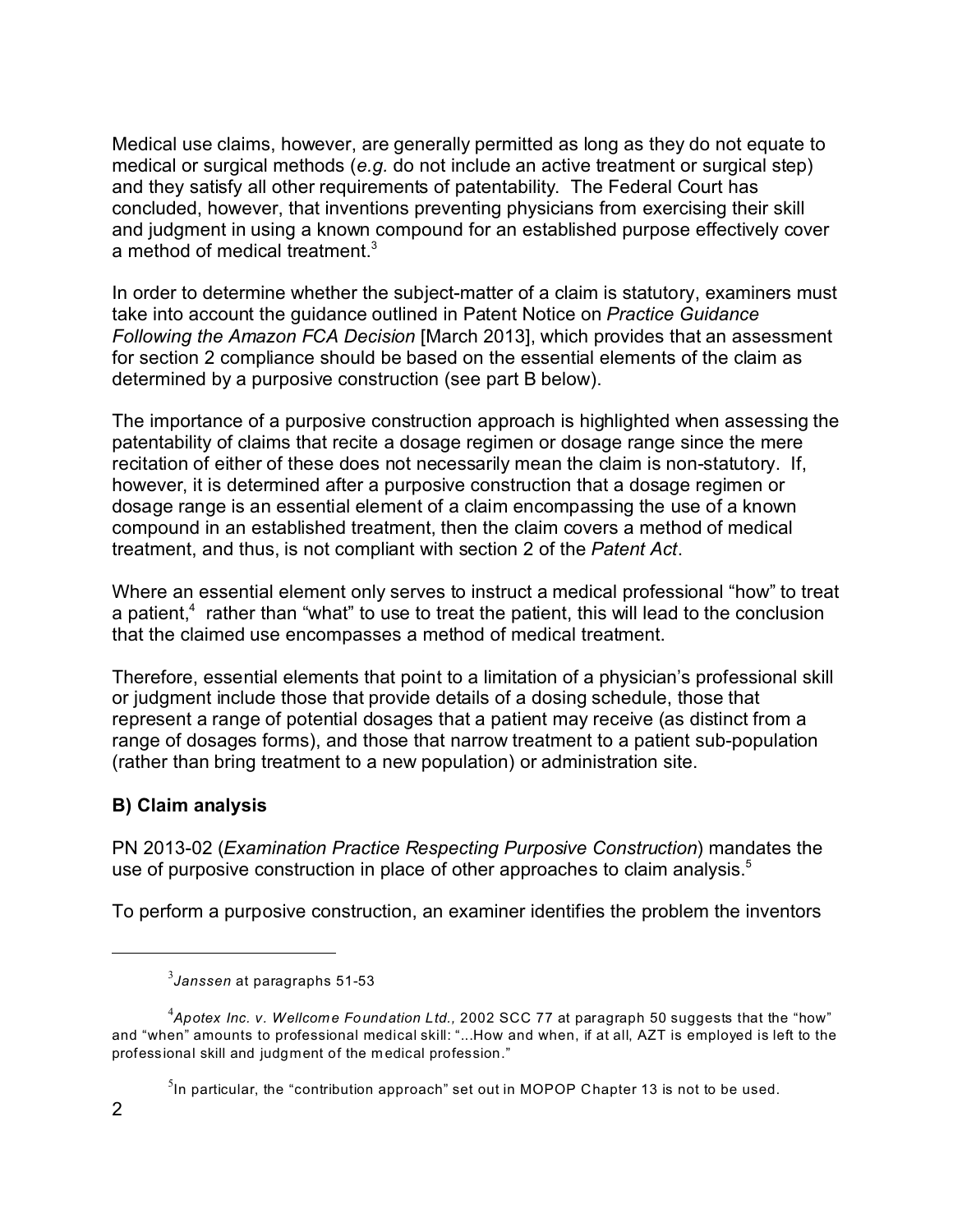Medical use claims, however, are generally permitted as long as they do not equate to medical or surgical methods (*e.g.* do not include an active treatment or surgical step) and they satisfy all other requirements of patentability. The Federal Court has concluded, however, that inventions preventing physicians from exercising their skill and judgment in using a known compound for an established purpose effectively cover a method of medical treatment.[3]

In order to determine whether the subject-matter of a claim is statutory, examiners must take into account the guidance outlined in Patent Notice on *Practice Guidance Following the Amazon FCA Decision* [March 2013], which provides that an assessment for section 2 compliance should be based on the essential elements of the claim as determined by a purposive construction (see part B below).

The importance of a purposive construction approach is highlighted when assessing the patentability of claims that recite a dosage regimen or dosage range since the mere recitation of either of these does not necessarily mean the claim is non-statutory. If, however, it is determined after a purposive construction that a dosage regimen or dosage range is an essential element of a claim encompassing the use of a known compound in an established treatment, then the claim covers a method of medical treatment, and thus, is not compliant with section 2 of the *Patent Act*.

Where an essential element only serves to instruct a medical professional "how" to treat a patient,[4] rather than "what" to use to treat the patient, this will lead to the conclusion that the claimed use encompasses a method of medical treatment.

Therefore, essential elements that point to a limitation of a physician's professional skill or judgment include those that provide details of a dosing schedule, those that represent a range of potential dosages that a patient may receive (as distinct from a range of dosages forms), and those that narrow treatment to a patient sub-population (rather than bring treatment to a new population) or administration site.

**B) Claim analysis**

PN 2013-02 (*Examination Practice Respecting Purposive Construction*) mandates the use of purposive construction in place of other approaches to claim analysis.[5]

To perform a purposive construction, an examiner identifies the problem the inventors

---

[3] *Janssen* at paragraphs 51-53

[4] *Apotex Inc. v. Wellcome Foundation Ltd.*, 2002 SCC 77 at paragraph 50 suggests that the "how" and "when" amounts to professional medical skill: "...How and when, if at all, AZT is employed is left to the professional skill and judgment of the medical profession."

[5] In particular, the "contribution approach" set out in MOPOP Chapter 13 is not to be used.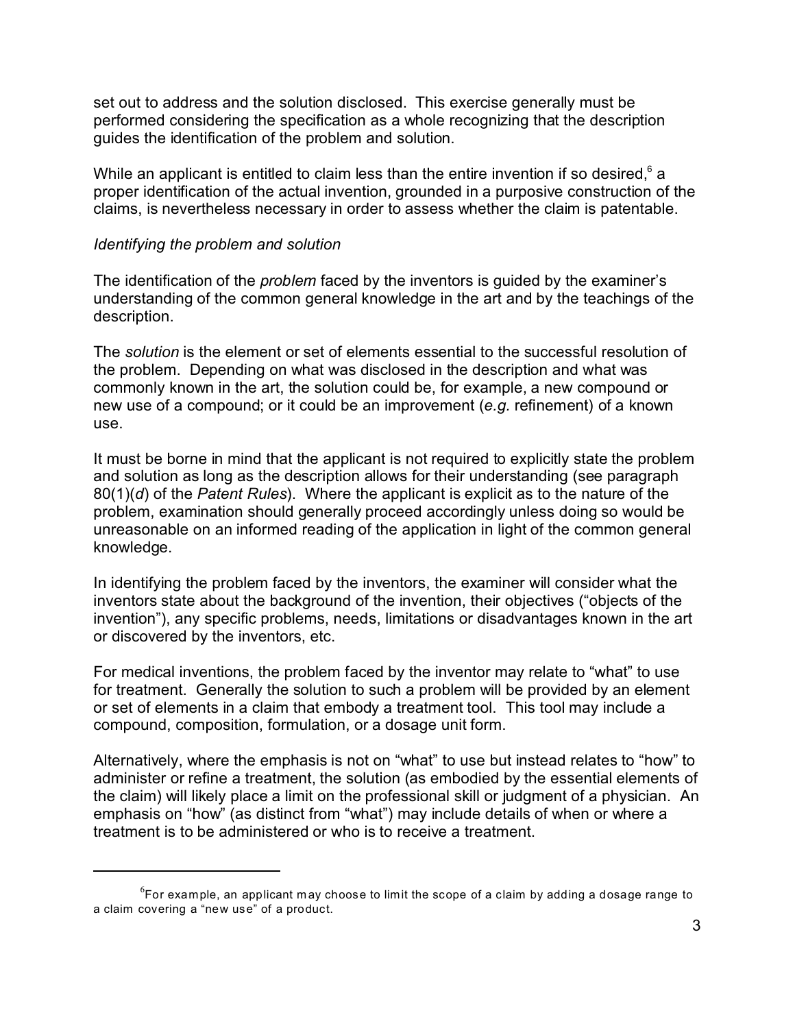set out to address and the solution disclosed. This exercise generally must be performed considering the specification as a whole recognizing that the description guides the identification of the problem and solution.

While an applicant is entitled to claim less than the entire invention if so desired,[6] a proper identification of the actual invention, grounded in a purposive construction of the claims, is nevertheless necessary in order to assess whether the claim is patentable.

*Identifying the problem and solution*

The identification of the *problem* faced by the inventors is guided by the examiner's understanding of the common general knowledge in the art and by the teachings of the description.

The *solution* is the element or set of elements essential to the successful resolution of the problem. Depending on what was disclosed in the description and what was commonly known in the art, the solution could be, for example, a new compound or new use of a compound; or it could be an improvement (*e.g.* refinement) of a known use.

It must be borne in mind that the applicant is not required to explicitly state the problem and solution as long as the description allows for their understanding (see paragraph 80(1)(*d*) of the *Patent Rules*). Where the applicant is explicit as to the nature of the problem, examination should generally proceed accordingly unless doing so would be unreasonable on an informed reading of the application in light of the common general knowledge.

In identifying the problem faced by the inventors, the examiner will consider what the inventors state about the background of the invention, their objectives ("objects of the invention"), any specific problems, needs, limitations or disadvantages known in the art or discovered by the inventors, etc.

For medical inventions, the problem faced by the inventor may relate to "what" to use for treatment. Generally the solution to such a problem will be provided by an element or set of elements in a claim that embody a treatment tool. This tool may include a compound, composition, formulation, or a dosage unit form.

Alternatively, where the emphasis is not on "what" to use but instead relates to "how" to administer or refine a treatment, the solution (as embodied by the essential elements of the claim) will likely place a limit on the professional skill or judgment of a physician. An emphasis on "how" (as distinct from "what") may include details of when or where a treatment is to be administered or who is to receive a treatment.

---

[6] For example, an applicant may choose to limit the scope of a claim by adding a dosage range to a claim covering a "new use" of a product.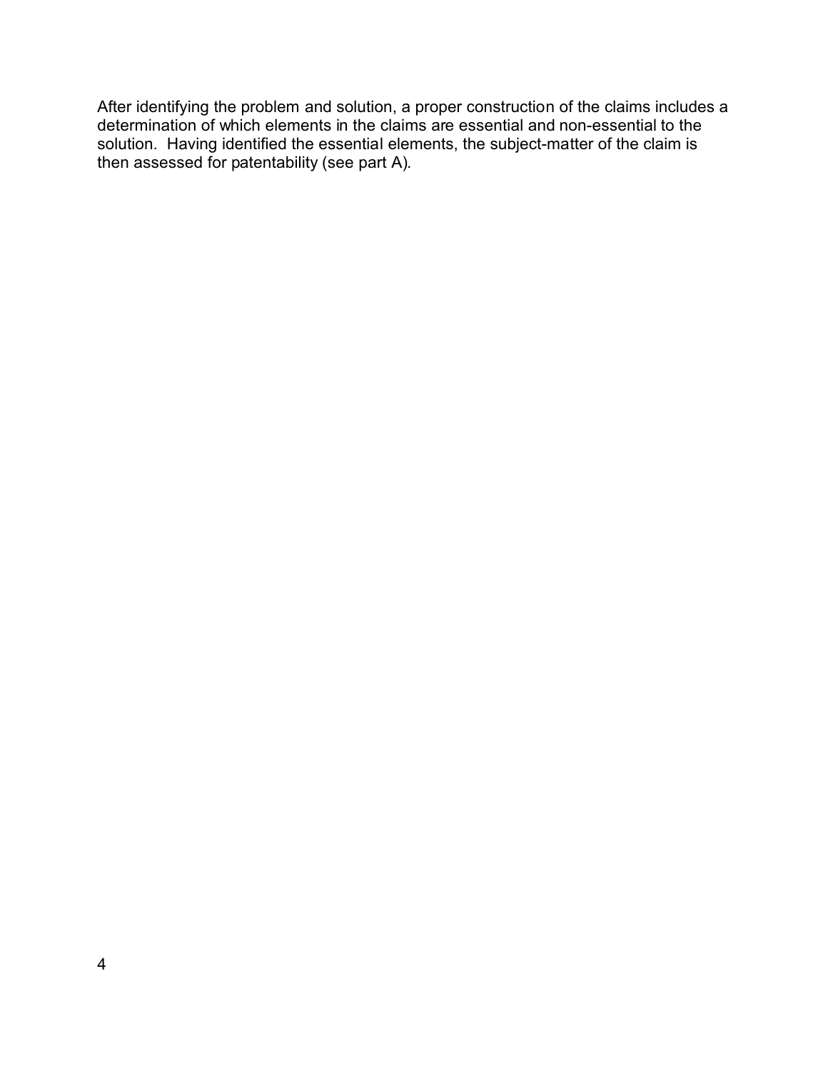After identifying the problem and solution, a proper construction of the claims includes a determination of which elements in the claims are essential and non-essential to the solution. Having identified the essential elements, the subject-matter of the claim is then assessed for patentability (see part A).